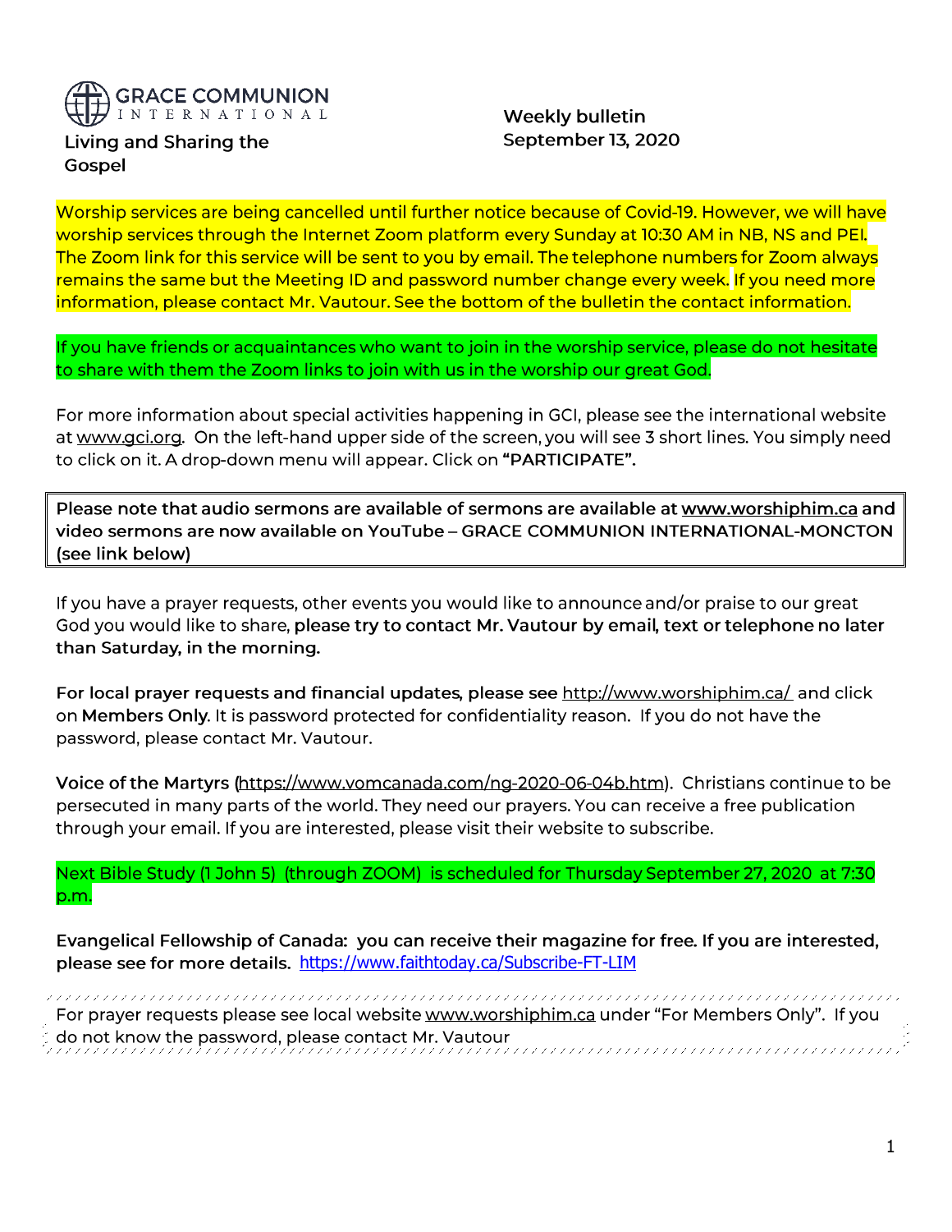GRACE COMMUNION INTERNATIONAL

Living and Sharing the Gospel

Weekly bulletin
September 13, 2020

Worship services are being cancelled until further notice because of Covid-19. However, we will have worship services through the Internet Zoom platform every Sunday at 10:30 AM in NB, NS and PEI. The Zoom link for this service will be sent to you by email. The telephone numbers for Zoom always remains the same but the Meeting ID and password number change every week. If you need more information, please contact Mr. Vautour. See the bottom of the bulletin the contact information.

If you have friends or acquaintances who want to join in the worship service, please do not hesitate to share with them the Zoom links to join with us in the worship our great God.

For more information about special activities happening in GCI, please see the international website at www.gci.org. On the left-hand upper side of the screen, you will see 3 short lines. You simply need to click on it. A drop-down menu will appear. Click on **"PARTICIPATE".**

**Please note that audio sermons are available of sermons are available at www.worshiphim.ca and video sermons are now available on YouTube – GRACE COMMUNION INTERNATIONAL-MONCTON (see link below)**

If you have a prayer requests, other events you would like to announce and/or praise to our great God you would like to share, **please try to contact Mr. Vautour by email, text or telephone no later than Saturday, in the morning.**

**For local prayer requests and financial updates, please see** http://www.worshiphim.ca/ and click on **Members Only**. It is password protected for confidentiality reason. If you do not have the password, please contact Mr. Vautour.

**Voice of the Martyrs** (https://www.vomcanada.com/ng-2020-06-04b.htm). Christians continue to be persecuted in many parts of the world. They need our prayers. You can receive a free publication through your email. If you are interested, please visit their website to subscribe.

Next Bible Study (1 John 5) (through ZOOM) is scheduled for Thursday September 27, 2020 at 7:30 p.m.

**Evangelical Fellowship of Canada: you can receive their magazine for free. If you are interested, please see for more details.** https://www.faithtoday.ca/Subscribe-FT-LIM

For prayer requests please see local website www.worshiphim.ca under "For Members Only". If you do not know the password, please contact Mr. Vautour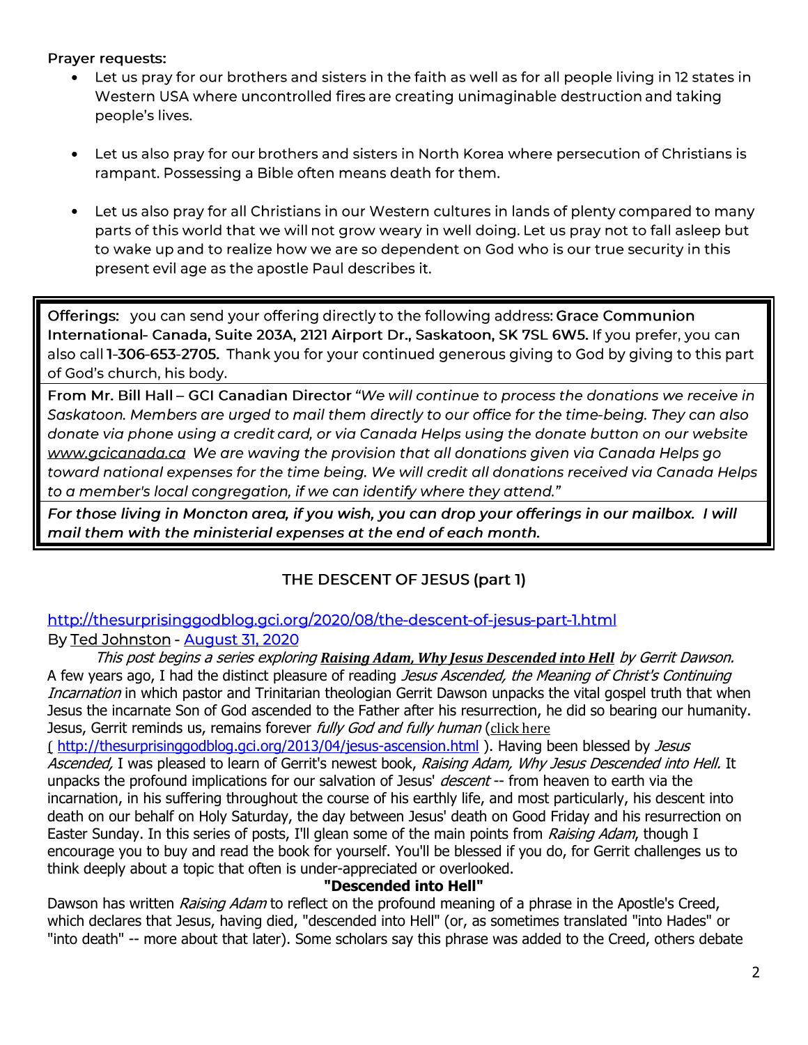**Prayer requests:**

- Let us pray for our brothers and sisters in the faith as well as for all people living in 12 states in Western USA where uncontrolled fires are creating unimaginable destruction and taking people's lives.

- Let us also pray for our brothers and sisters in North Korea where persecution of Christians is rampant. Possessing a Bible often means death for them.

- Let us also pray for all Christians in our Western cultures in lands of plenty compared to many parts of this world that we will not grow weary in well doing. Let us pray not to fall asleep but to wake up and to realize how we are so dependent on God who is our true security in this present evil age as the apostle Paul describes it.

**Offerings:** you can send your offering directly to the following address: **Grace Communion International- Canada, Suite 203A, 2121 Airport Dr., Saskatoon, SK 7SL 6W5.** If you prefer, you can also call **1-306-653-2705.** Thank you for your continued generous giving to God by giving to this part of God's church, his body.

**From Mr. Bill Hall – GCI Canadian Director** *"We will continue to process the donations we receive in Saskatoon. Members are urged to mail them directly to our office for the time-being. They can also donate via phone using a credit card, or via Canada Helps using the donate button on our website www.gcicanada.ca We are waving the provision that all donations given via Canada Helps go toward national expenses for the time being. We will credit all donations received via Canada Helps to a member's local congregation, if we can identify where they attend."*

***For those living in Moncton area, if you wish, you can drop your offerings in our mailbox. I will mail them with the ministerial expenses at the end of each month.***

## THE DESCENT OF JESUS (part 1)

http://thesurprisinggodblog.gci.org/2020/08/the-descent-of-jesus-part-1.html
By Ted Johnston - August 31, 2020

*This post begins a series exploring **Raising Adam, Why Jesus Descended into Hell** by Gerrit Dawson.* A few years ago, I had the distinct pleasure of reading *Jesus Ascended, the Meaning of Christ's Continuing Incarnation* in which pastor and Trinitarian theologian Gerrit Dawson unpacks the vital gospel truth that when Jesus the incarnate Son of God ascended to the Father after his resurrection, he did so bearing our humanity. Jesus, Gerrit reminds us, remains forever *fully God and fully human* (click here ( http://thesurprisinggodblog.gci.org/2013/04/jesus-ascension.html ). Having been blessed by *Jesus Ascended,* I was pleased to learn of Gerrit's newest book, *Raising Adam, Why Jesus Descended into Hell.* It unpacks the profound implications for our salvation of Jesus' *descent* -- from heaven to earth via the incarnation, in his suffering throughout the course of his earthly life, and most particularly, his descent into death on our behalf on Holy Saturday, the day between Jesus' death on Good Friday and his resurrection on Easter Sunday. In this series of posts, I'll glean some of the main points from *Raising Adam*, though I encourage you to buy and read the book for yourself. You'll be blessed if you do, for Gerrit challenges us to think deeply about a topic that often is under-appreciated or overlooked.

**"Descended into Hell"**

Dawson has written *Raising Adam* to reflect on the profound meaning of a phrase in the Apostle's Creed, which declares that Jesus, having died, "descended into Hell" (or, as sometimes translated "into Hades" or "into death" -- more about that later). Some scholars say this phrase was added to the Creed, others debate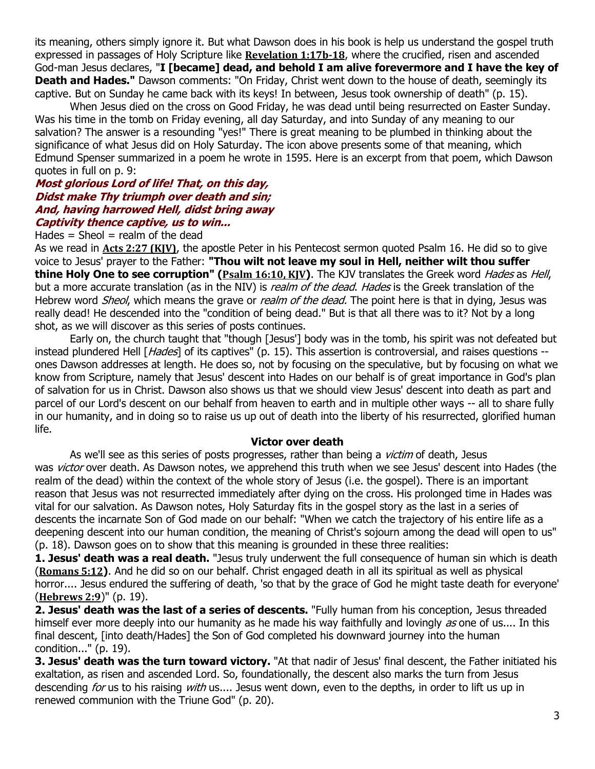its meaning, others simply ignore it. But what Dawson does in his book is help us understand the gospel truth expressed in passages of Holy Scripture like **Revelation 1:17b-18**, where the crucified, risen and ascended God-man Jesus declares, "**I [became] dead, and behold I am alive forevermore and I have the key of Death and Hades."** Dawson comments: "On Friday, Christ went down to the house of death, seemingly its captive. But on Sunday he came back with its keys! In between, Jesus took ownership of death" (p. 15).

When Jesus died on the cross on Good Friday, he was dead until being resurrected on Easter Sunday. Was his time in the tomb on Friday evening, all day Saturday, and into Sunday of any meaning to our salvation? The answer is a resounding "yes!" There is great meaning to be plumbed in thinking about the significance of what Jesus did on Holy Saturday. The icon above presents some of that meaning, which Edmund Spenser summarized in a poem he wrote in 1595. Here is an excerpt from that poem, which Dawson quotes in full on p. 9:

***Most glorious Lord of life! That, on this day,***
***Didst make Thy triumph over death and sin;***
***And, having harrowed Hell, didst bring away***
***Captivity thence captive, us to win...***

Hades = Sheol = realm of the dead

As we read in **Acts 2:27 (KJV)**, the apostle Peter in his Pentecost sermon quoted Psalm 16. He did so to give voice to Jesus' prayer to the Father: **"Thou wilt not leave my soul in Hell, neither wilt thou suffer thine Holy One to see corruption" (Psalm 16:10, KJV)**. The KJV translates the Greek word *Hades* as *Hell*, but a more accurate translation (as in the NIV) is *realm of the dead*. *Hades* is the Greek translation of the Hebrew word *Sheol*, which means the grave or *realm of the dead.* The point here is that in dying, Jesus was really dead! He descended into the "condition of being dead." But is that all there was to it? Not by a long shot, as we will discover as this series of posts continues.

Early on, the church taught that "though [Jesus'] body was in the tomb, his spirit was not defeated but instead plundered Hell [*Hades*] of its captives" (p. 15). This assertion is controversial, and raises questions -- ones Dawson addresses at length. He does so, not by focusing on the speculative, but by focusing on what we know from Scripture, namely that Jesus' descent into Hades on our behalf is of great importance in God's plan of salvation for us in Christ. Dawson also shows us that we should view Jesus' descent into death as part and parcel of our Lord's descent on our behalf from heaven to earth and in multiple other ways -- all to share fully in our humanity, and in doing so to raise us up out of death into the liberty of his resurrected, glorified human life.

## Victor over death

As we'll see as this series of posts progresses, rather than being a *victim* of death, Jesus was *victor* over death. As Dawson notes, we apprehend this truth when we see Jesus' descent into Hades (the realm of the dead) within the context of the whole story of Jesus (i.e. the gospel). There is an important reason that Jesus was not resurrected immediately after dying on the cross. His prolonged time in Hades was vital for our salvation. As Dawson notes, Holy Saturday fits in the gospel story as the last in a series of descents the incarnate Son of God made on our behalf: "When we catch the trajectory of his entire life as a deepening descent into our human condition, the meaning of Christ's sojourn among the dead will open to us" (p. 18). Dawson goes on to show that this meaning is grounded in these three realities:

**1. Jesus' death was a real death.** "Jesus truly underwent the full consequence of human sin which is death (**Romans 5:12**). And he did so on our behalf. Christ engaged death in all its spiritual as well as physical horror.... Jesus endured the suffering of death, 'so that by the grace of God he might taste death for everyone' (**Hebrews 2:9**)" (p. 19).

**2. Jesus' death was the last of a series of descents.** "Fully human from his conception, Jesus threaded himself ever more deeply into our humanity as he made his way faithfully and lovingly *as* one of us.... In this final descent, [into death/Hades] the Son of God completed his downward journey into the human condition..." (p. 19).

**3. Jesus' death was the turn toward victory.** "At that nadir of Jesus' final descent, the Father initiated his exaltation, as risen and ascended Lord. So, foundationally, the descent also marks the turn from Jesus descending *for* us to his raising *with* us.... Jesus went down, even to the depths, in order to lift us up in renewed communion with the Triune God" (p. 20).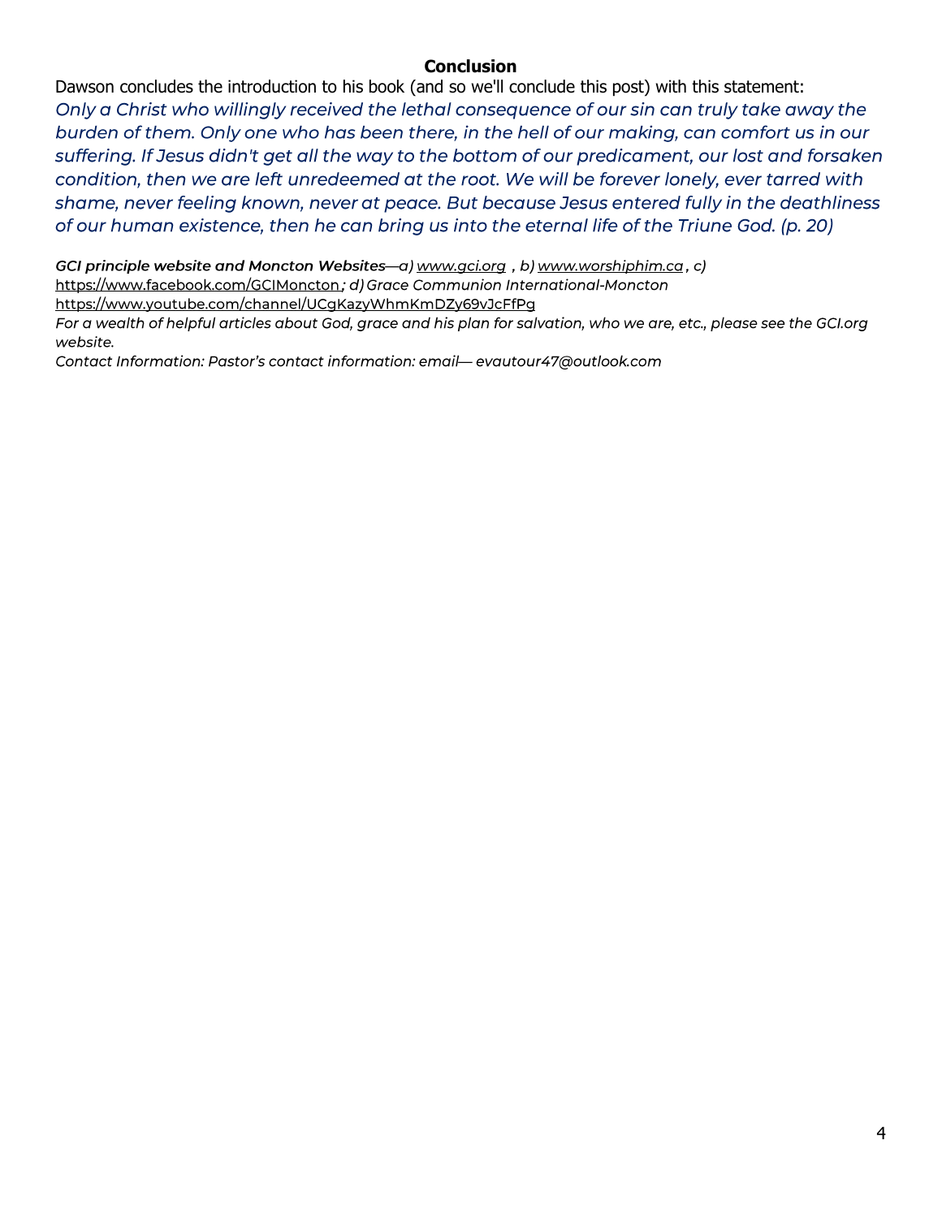## Conclusion

Dawson concludes the introduction to his book (and so we'll conclude this post) with this statement:

*Only a Christ who willingly received the lethal consequence of our sin can truly take away the burden of them. Only one who has been there, in the hell of our making, can comfort us in our suffering. If Jesus didn't get all the way to the bottom of our predicament, our lost and forsaken condition, then we are left unredeemed at the root. We will be forever lonely, ever tarred with shame, never feeling known, never at peace. But because Jesus entered fully in the deathliness of our human existence, then he can bring us into the eternal life of the Triune God. (p. 20)*

***GCI principle website and Moncton Websites****—a) www.gci.org , b) www.worshiphim.ca , c)* https://www.facebook.com/GCIMoncton *; d) Grace Communion International-Moncton* https://www.youtube.com/channel/UCgKazyWhmKmDZy69vJcFfPg

*For a wealth of helpful articles about God, grace and his plan for salvation, who we are, etc., please see the GCI.org website.*

*Contact Information: Pastor's contact information: email— evautour47@outlook.com*